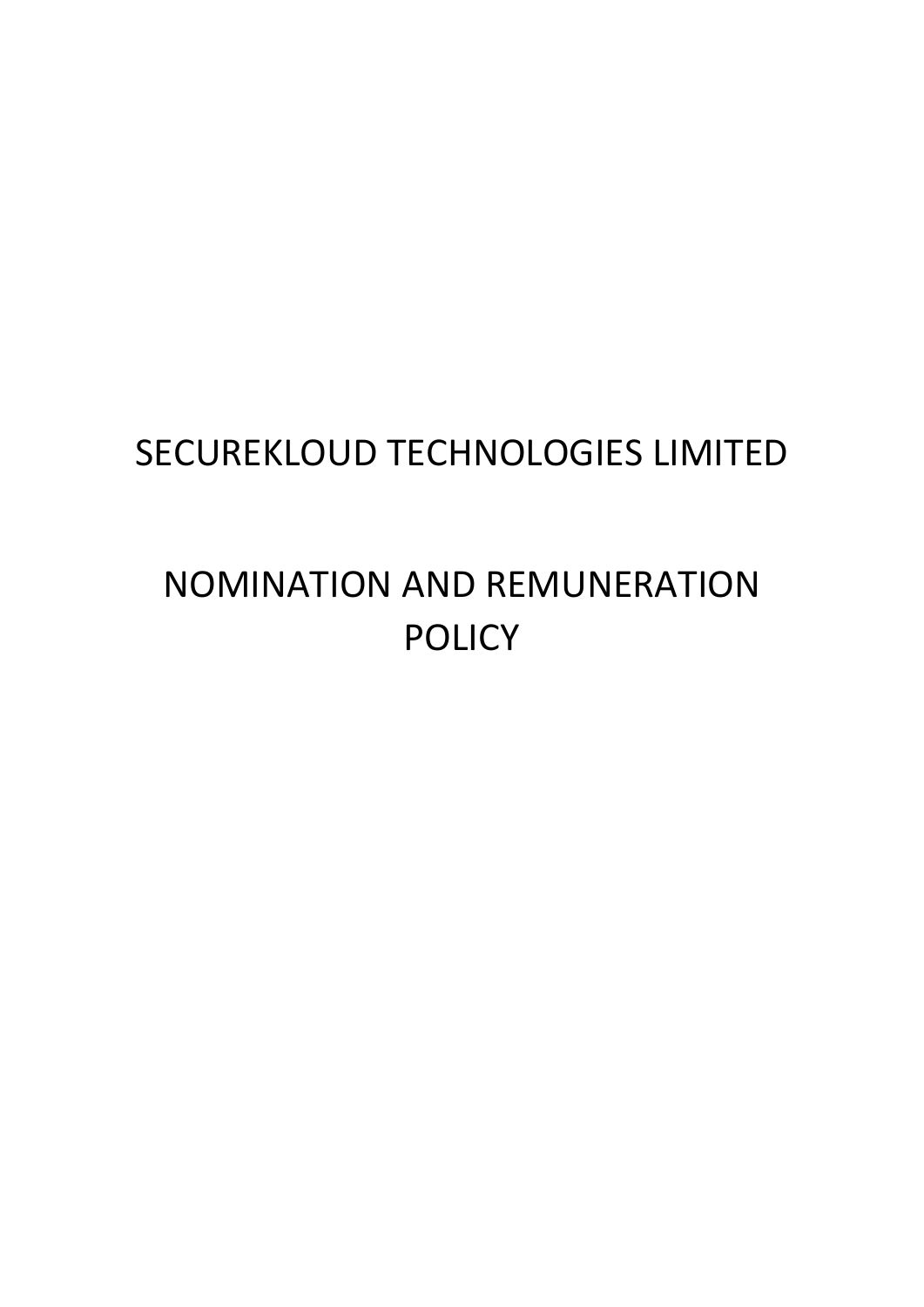# SECUREKLOUD TECHNOLOGIES LIMITED

# NOMINATION AND REMUNERATION POLICY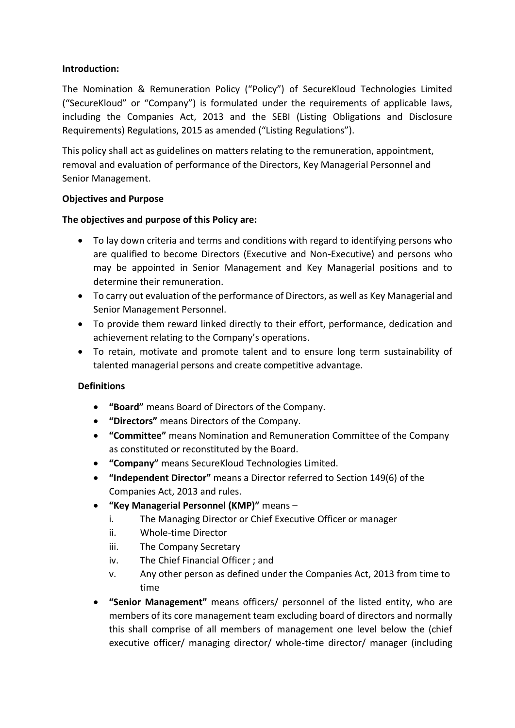**Introduction:**

The Nomination & Remuneration Policy ("Policy") of SecureKloud Technologies Limited ("SecureKloud" or "Company") is formulated under the requirements of applicable laws, including the Companies Act, 2013 and the SEBI (Listing Obligations and Disclosure Requirements) Regulations, 2015 as amended ("Listing Regulations").

This policy shall act as guidelines on matters relating to the remuneration, appointment, removal and evaluation of performance of the Directors, Key Managerial Personnel and Senior Management.

**Objectives and Purpose**

**The objectives and purpose of this Policy are:**

- To lay down criteria and terms and conditions with regard to identifying persons who are qualified to become Directors (Executive and Non-Executive) and persons who may be appointed in Senior Management and Key Managerial positions and to determine their remuneration.
- To carry out evaluation of the performance of Directors, as well as Key Managerial and Senior Management Personnel.
- To provide them reward linked directly to their effort, performance, dedication and achievement relating to the Company's operations.
- To retain, motivate and promote talent and to ensure long term sustainability of talented managerial persons and create competitive advantage.

**Definitions**

- **"Board"** means Board of Directors of the Company.
- **"Directors"** means Directors of the Company.
- **"Committee"** means Nomination and Remuneration Committee of the Company as constituted or reconstituted by the Board.
- **"Company"** means SecureKloud Technologies Limited.
- **"Independent Director"** means a Director referred to Section 149(6) of the Companies Act, 2013 and rules.
- **"Key Managerial Personnel (KMP)"** means –
  - i. The Managing Director or Chief Executive Officer or manager
  - ii. Whole-time Director
  - iii. The Company Secretary
  - iv. The Chief Financial Officer ; and
  - v. Any other person as defined under the Companies Act, 2013 from time to time
- **"Senior Management"** means officers/ personnel of the listed entity, who are members of its core management team excluding board of directors and normally this shall comprise of all members of management one level below the (chief executive officer/ managing director/ whole-time director/ manager (including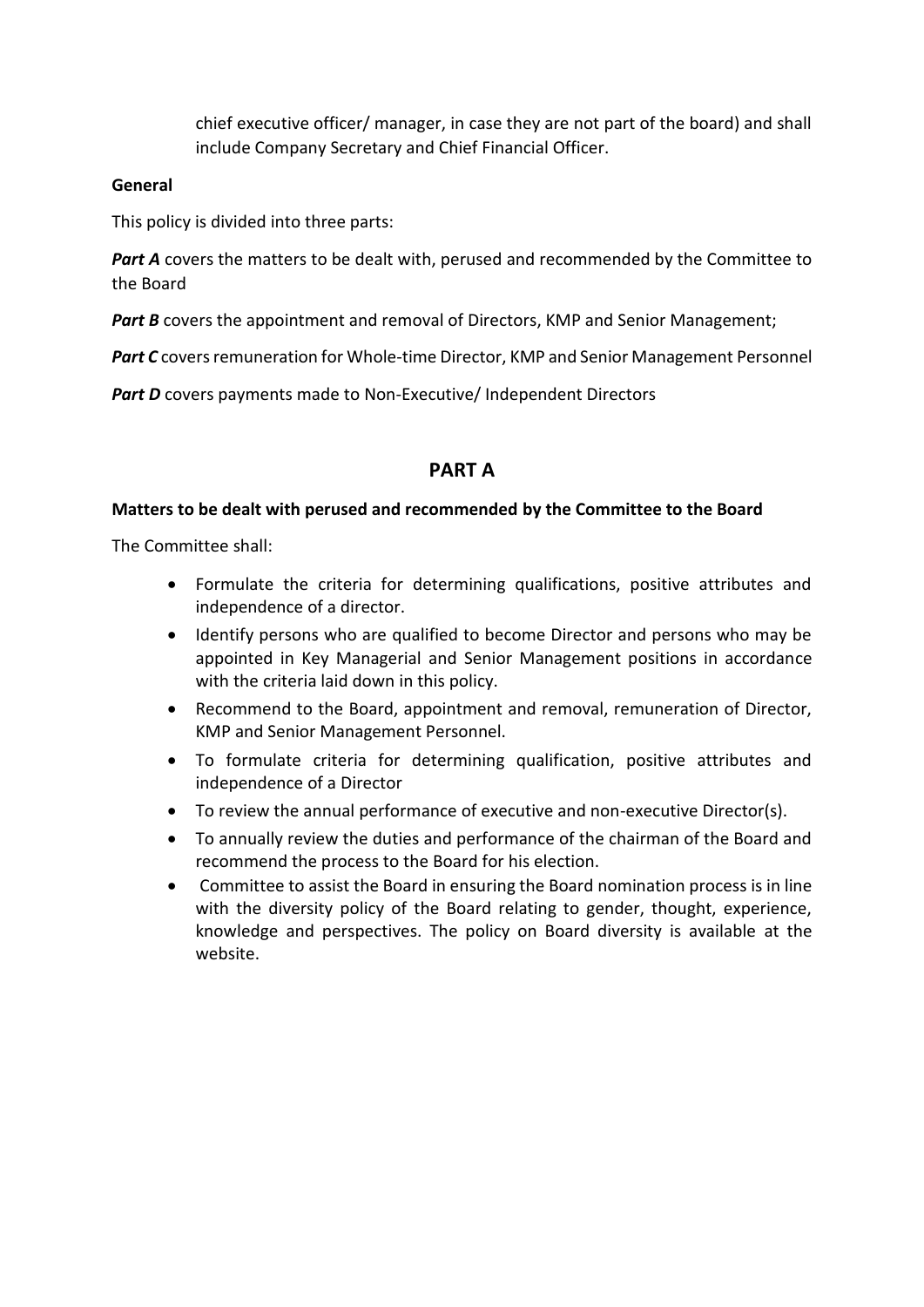chief executive officer/ manager, in case they are not part of the board) and shall include Company Secretary and Chief Financial Officer.

**General**

This policy is divided into three parts:

***Part A*** covers the matters to be dealt with, perused and recommended by the Committee to the Board

***Part B*** covers the appointment and removal of Directors, KMP and Senior Management;

***Part C*** covers remuneration for Whole-time Director, KMP and Senior Management Personnel

***Part D*** covers payments made to Non-Executive/ Independent Directors

## PART A

**Matters to be dealt with perused and recommended by the Committee to the Board**

The Committee shall:

- Formulate the criteria for determining qualifications, positive attributes and independence of a director.
- Identify persons who are qualified to become Director and persons who may be appointed in Key Managerial and Senior Management positions in accordance with the criteria laid down in this policy.
- Recommend to the Board, appointment and removal, remuneration of Director, KMP and Senior Management Personnel.
- To formulate criteria for determining qualification, positive attributes and independence of a Director
- To review the annual performance of executive and non-executive Director(s).
- To annually review the duties and performance of the chairman of the Board and recommend the process to the Board for his election.
- Committee to assist the Board in ensuring the Board nomination process is in line with the diversity policy of the Board relating to gender, thought, experience, knowledge and perspectives. The policy on Board diversity is available at the website.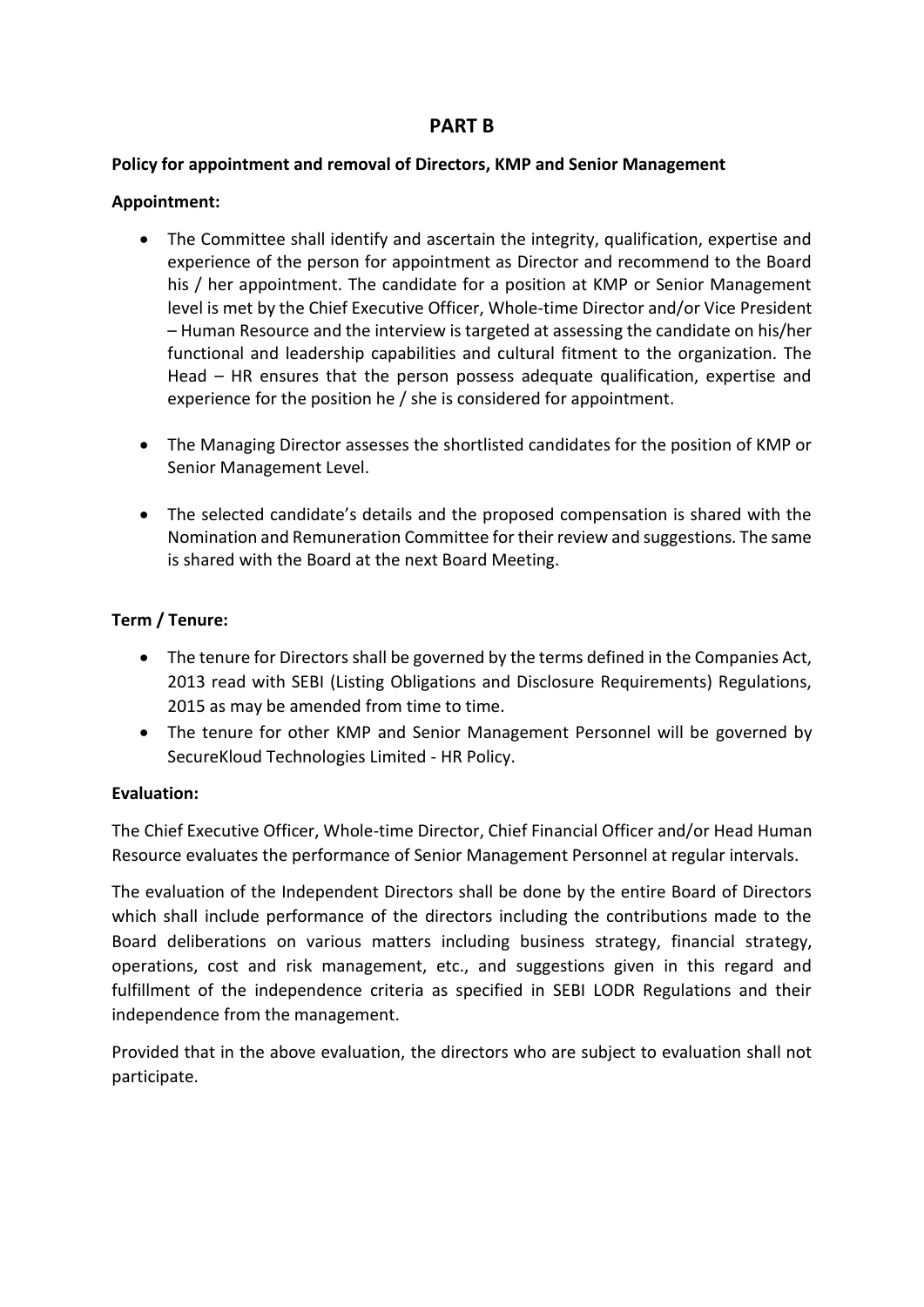# PART B

**Policy for appointment and removal of Directors, KMP and Senior Management**

**Appointment:**

- The Committee shall identify and ascertain the integrity, qualification, expertise and experience of the person for appointment as Director and recommend to the Board his / her appointment. The candidate for a position at KMP or Senior Management level is met by the Chief Executive Officer, Whole-time Director and/or Vice President – Human Resource and the interview is targeted at assessing the candidate on his/her functional and leadership capabilities and cultural fitment to the organization. The Head – HR ensures that the person possess adequate qualification, expertise and experience for the position he / she is considered for appointment.

- The Managing Director assesses the shortlisted candidates for the position of KMP or Senior Management Level.

- The selected candidate's details and the proposed compensation is shared with the Nomination and Remuneration Committee for their review and suggestions. The same is shared with the Board at the next Board Meeting.

**Term / Tenure:**

- The tenure for Directors shall be governed by the terms defined in the Companies Act, 2013 read with SEBI (Listing Obligations and Disclosure Requirements) Regulations, 2015 as may be amended from time to time.
- The tenure for other KMP and Senior Management Personnel will be governed by SecureKloud Technologies Limited - HR Policy.

**Evaluation:**

The Chief Executive Officer, Whole-time Director, Chief Financial Officer and/or Head Human Resource evaluates the performance of Senior Management Personnel at regular intervals.

The evaluation of the Independent Directors shall be done by the entire Board of Directors which shall include performance of the directors including the contributions made to the Board deliberations on various matters including business strategy, financial strategy, operations, cost and risk management, etc., and suggestions given in this regard and fulfillment of the independence criteria as specified in SEBI LODR Regulations and their independence from the management.

Provided that in the above evaluation, the directors who are subject to evaluation shall not participate.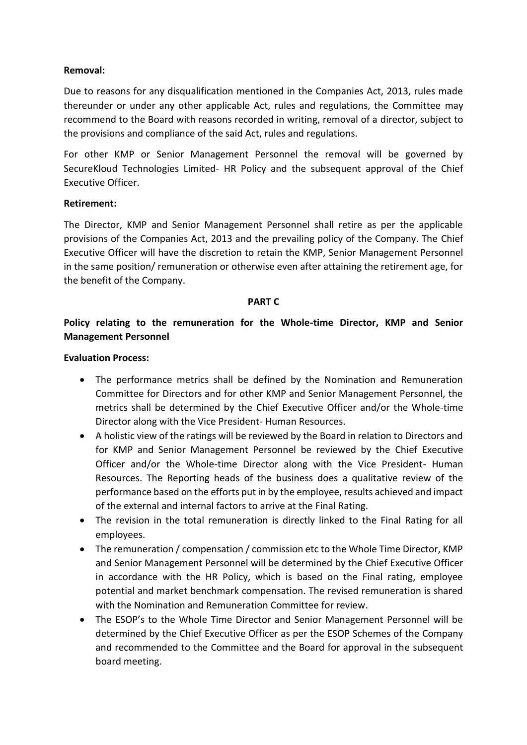**Removal:**

Due to reasons for any disqualification mentioned in the Companies Act, 2013, rules made thereunder or under any other applicable Act, rules and regulations, the Committee may recommend to the Board with reasons recorded in writing, removal of a director, subject to the provisions and compliance of the said Act, rules and regulations.

For other KMP or Senior Management Personnel the removal will be governed by SecureKloud Technologies Limited- HR Policy and the subsequent approval of the Chief Executive Officer.

**Retirement:**

The Director, KMP and Senior Management Personnel shall retire as per the applicable provisions of the Companies Act, 2013 and the prevailing policy of the Company. The Chief Executive Officer will have the discretion to retain the KMP, Senior Management Personnel in the same position/ remuneration or otherwise even after attaining the retirement age, for the benefit of the Company.

**PART C**

**Policy relating to the remuneration for the Whole-time Director, KMP and Senior Management Personnel**

**Evaluation Process:**

- The performance metrics shall be defined by the Nomination and Remuneration Committee for Directors and for other KMP and Senior Management Personnel, the metrics shall be determined by the Chief Executive Officer and/or the Whole-time Director along with the Vice President- Human Resources.
- A holistic view of the ratings will be reviewed by the Board in relation to Directors and for KMP and Senior Management Personnel be reviewed by the Chief Executive Officer and/or the Whole-time Director along with the Vice President- Human Resources. The Reporting heads of the business does a qualitative review of the performance based on the efforts put in by the employee, results achieved and impact of the external and internal factors to arrive at the Final Rating.
- The revision in the total remuneration is directly linked to the Final Rating for all employees.
- The remuneration / compensation / commission etc to the Whole Time Director, KMP and Senior Management Personnel will be determined by the Chief Executive Officer in accordance with the HR Policy, which is based on the Final rating, employee potential and market benchmark compensation. The revised remuneration is shared with the Nomination and Remuneration Committee for review.
- The ESOP's to the Whole Time Director and Senior Management Personnel will be determined by the Chief Executive Officer as per the ESOP Schemes of the Company and recommended to the Committee and the Board for approval in the subsequent board meeting.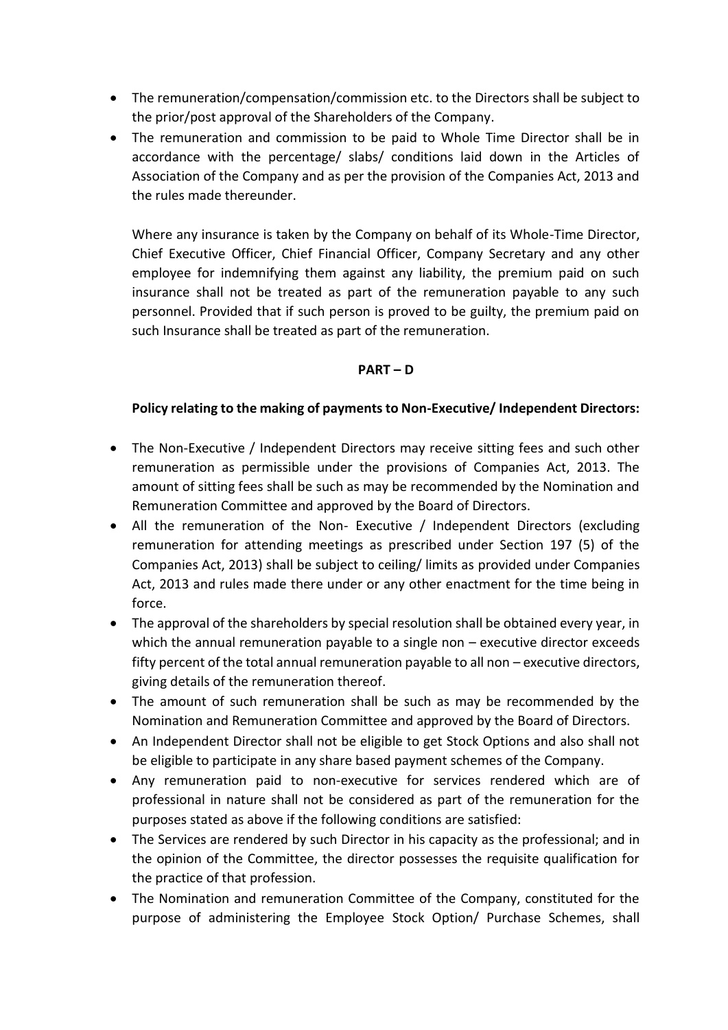- The remuneration/compensation/commission etc. to the Directors shall be subject to the prior/post approval of the Shareholders of the Company.
- The remuneration and commission to be paid to Whole Time Director shall be in accordance with the percentage/ slabs/ conditions laid down in the Articles of Association of the Company and as per the provision of the Companies Act, 2013 and the rules made thereunder.

  Where any insurance is taken by the Company on behalf of its Whole-Time Director, Chief Executive Officer, Chief Financial Officer, Company Secretary and any other employee for indemnifying them against any liability, the premium paid on such insurance shall not be treated as part of the remuneration payable to any such personnel. Provided that if such person is proved to be guilty, the premium paid on such Insurance shall be treated as part of the remuneration.

**PART – D**

**Policy relating to the making of payments to Non-Executive/ Independent Directors:**

- The Non-Executive / Independent Directors may receive sitting fees and such other remuneration as permissible under the provisions of Companies Act, 2013. The amount of sitting fees shall be such as may be recommended by the Nomination and Remuneration Committee and approved by the Board of Directors.
- All the remuneration of the Non- Executive / Independent Directors (excluding remuneration for attending meetings as prescribed under Section 197 (5) of the Companies Act, 2013) shall be subject to ceiling/ limits as provided under Companies Act, 2013 and rules made there under or any other enactment for the time being in force.
- The approval of the shareholders by special resolution shall be obtained every year, in which the annual remuneration payable to a single non – executive director exceeds fifty percent of the total annual remuneration payable to all non – executive directors, giving details of the remuneration thereof.
- The amount of such remuneration shall be such as may be recommended by the Nomination and Remuneration Committee and approved by the Board of Directors.
- An Independent Director shall not be eligible to get Stock Options and also shall not be eligible to participate in any share based payment schemes of the Company.
- Any remuneration paid to non-executive for services rendered which are of professional in nature shall not be considered as part of the remuneration for the purposes stated as above if the following conditions are satisfied:
- The Services are rendered by such Director in his capacity as the professional; and in the opinion of the Committee, the director possesses the requisite qualification for the practice of that profession.
- The Nomination and remuneration Committee of the Company, constituted for the purpose of administering the Employee Stock Option/ Purchase Schemes, shall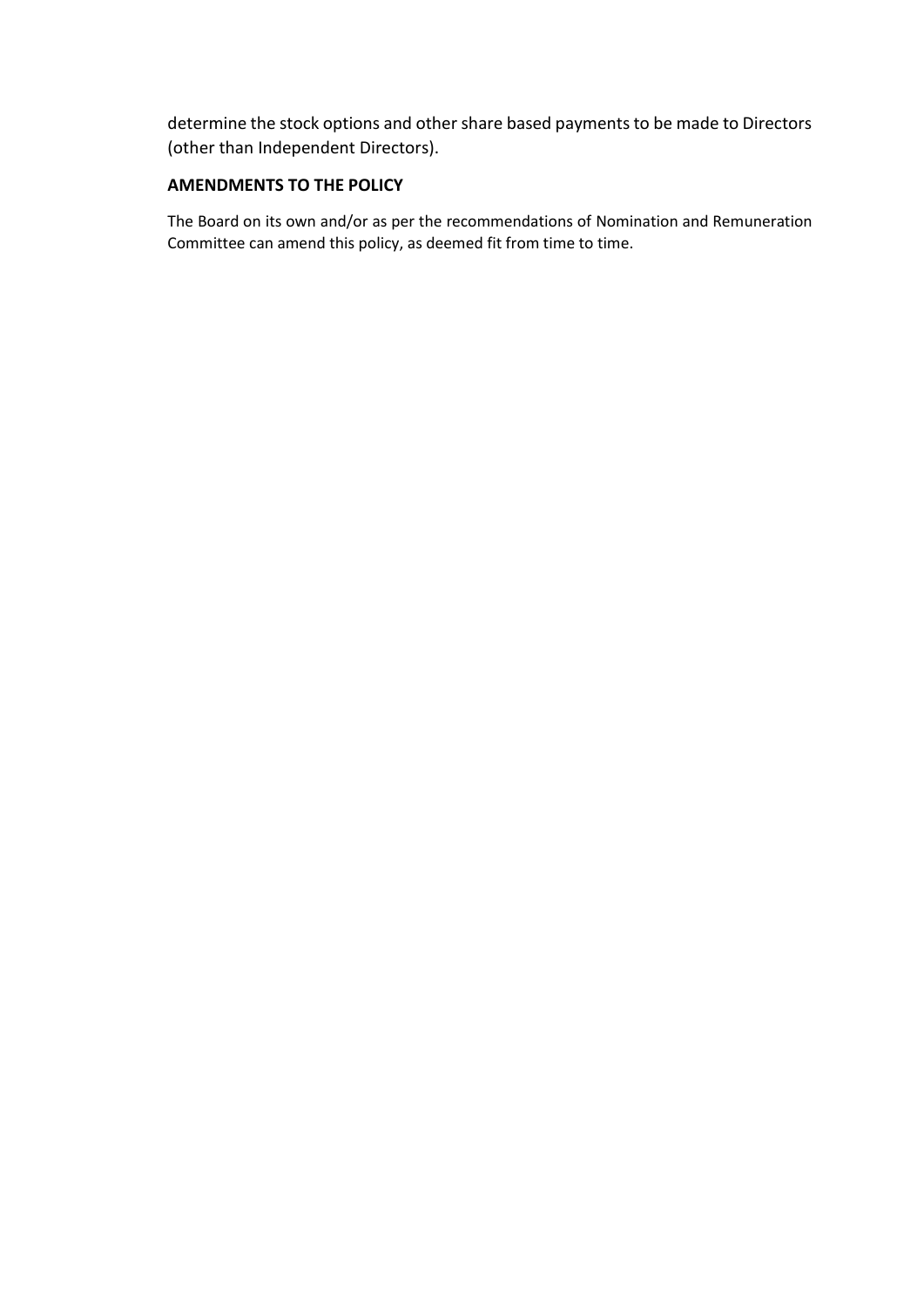determine the stock options and other share based payments to be made to Directors (other than Independent Directors).

**AMENDMENTS TO THE POLICY**

The Board on its own and/or as per the recommendations of Nomination and Remuneration Committee can amend this policy, as deemed fit from time to time.